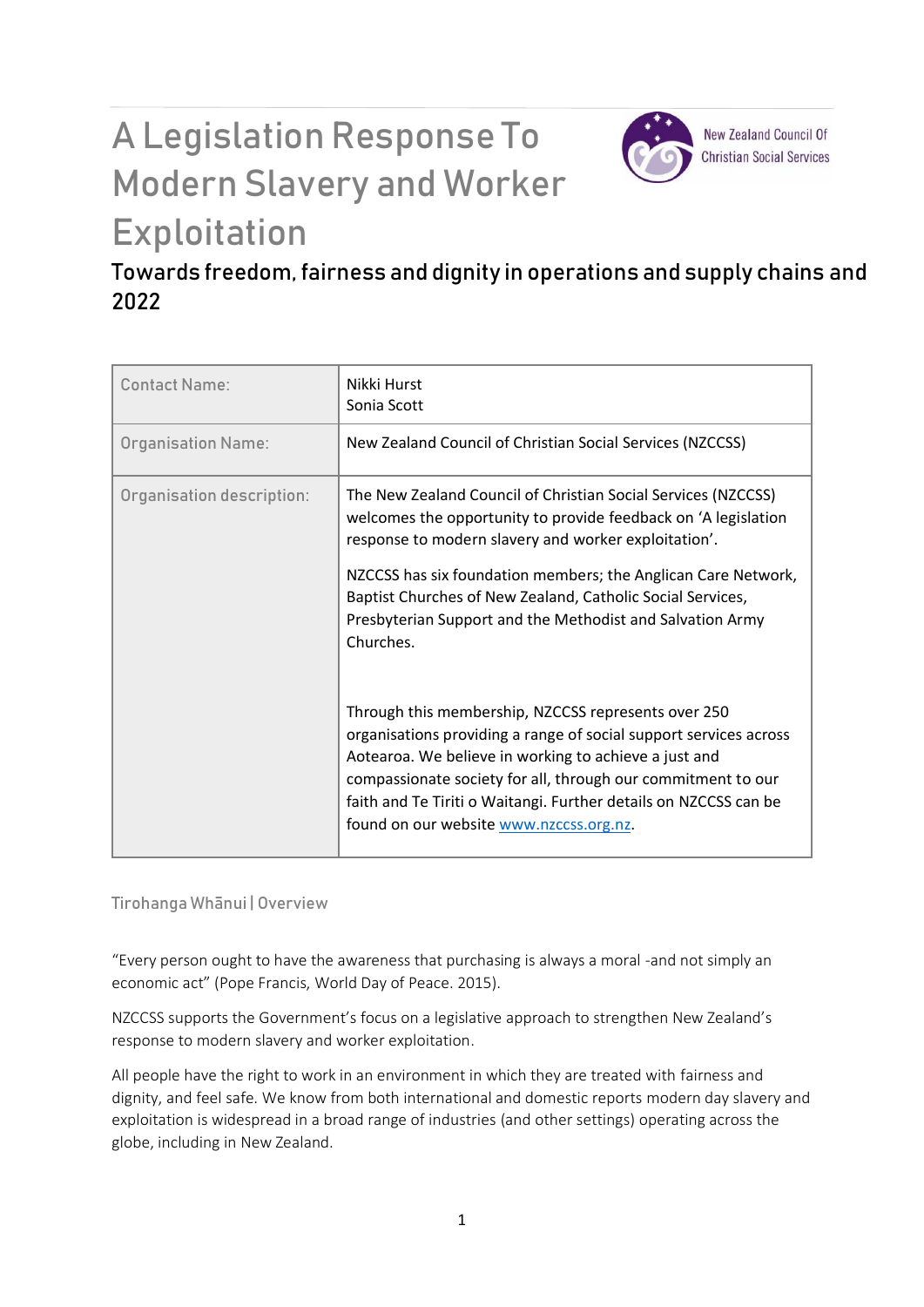# A Legislation Response To Modern Slavery and Worker Exploitation

New Zealand Council Of Christian Social Services

## Towards freedom, fairness and dignity in operations and supply chains and 2022

| Contact Name: | Nikki Hurst<br>Sonia Scott |
|---|---|
| Organisation Name: | New Zealand Council of Christian Social Services (NZCCSS) |
| Organisation description: | The New Zealand Council of Christian Social Services (NZCCSS) welcomes the opportunity to provide feedback on 'A legislation response to modern slavery and worker exploitation'.<br><br>NZCCSS has six foundation members; the Anglican Care Network, Baptist Churches of New Zealand, Catholic Social Services, Presbyterian Support and the Methodist and Salvation Army Churches.<br><br>Through this membership, NZCCSS represents over 250 organisations providing a range of social support services across Aotearoa. We believe in working to achieve a just and compassionate society for all, through our commitment to our faith and Te Tiriti o Waitangi. Further details on NZCCSS can be found on our website [www.nzccss.org.nz](http://www.nzccss.org.nz). |

### Tirohanga Whānui | Overview

"Every person ought to have the awareness that purchasing is always a moral -and not simply an economic act" (Pope Francis, World Day of Peace. 2015).

NZCCSS supports the Government's focus on a legislative approach to strengthen New Zealand's response to modern slavery and worker exploitation.

All people have the right to work in an environment in which they are treated with fairness and dignity, and feel safe. We know from both international and domestic reports modern day slavery and exploitation is widespread in a broad range of industries (and other settings) operating across the globe, including in New Zealand.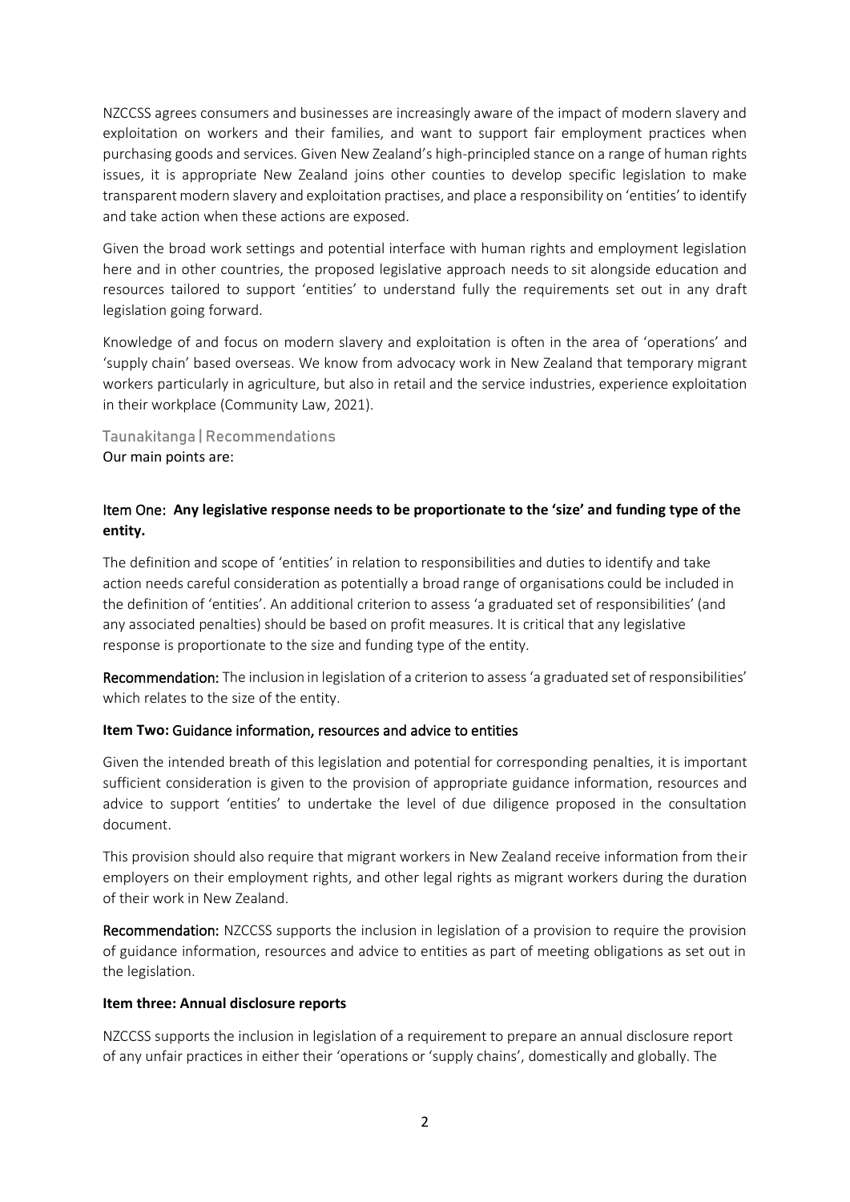NZCCSS agrees consumers and businesses are increasingly aware of the impact of modern slavery and exploitation on workers and their families, and want to support fair employment practices when purchasing goods and services. Given New Zealand's high-principled stance on a range of human rights issues, it is appropriate New Zealand joins other counties to develop specific legislation to make transparent modern slavery and exploitation practises, and place a responsibility on 'entities' to identify and take action when these actions are exposed.

Given the broad work settings and potential interface with human rights and employment legislation here and in other countries, the proposed legislative approach needs to sit alongside education and resources tailored to support 'entities' to understand fully the requirements set out in any draft legislation going forward.

Knowledge of and focus on modern slavery and exploitation is often in the area of 'operations' and 'supply chain' based overseas. We know from advocacy work in New Zealand that temporary migrant workers particularly in agriculture, but also in retail and the service industries, experience exploitation in their workplace (Community Law, 2021).

## Taunakitanga | Recommendations

Our main points are:

### Item One: **Any legislative response needs to be proportionate to the 'size' and funding type of the entity.**

The definition and scope of 'entities' in relation to responsibilities and duties to identify and take action needs careful consideration as potentially a broad range of organisations could be included in the definition of 'entities'. An additional criterion to assess 'a graduated set of responsibilities' (and any associated penalties) should be based on profit measures. It is critical that any legislative response is proportionate to the size and funding type of the entity.

**Recommendation:** The inclusion in legislation of a criterion to assess 'a graduated set of responsibilities' which relates to the size of the entity.

### **Item Two:** Guidance information, resources and advice to entities

Given the intended breath of this legislation and potential for corresponding penalties, it is important sufficient consideration is given to the provision of appropriate guidance information, resources and advice to support 'entities' to undertake the level of due diligence proposed in the consultation document.

This provision should also require that migrant workers in New Zealand receive information from their employers on their employment rights, and other legal rights as migrant workers during the duration of their work in New Zealand.

**Recommendation:** NZCCSS supports the inclusion in legislation of a provision to require the provision of guidance information, resources and advice to entities as part of meeting obligations as set out in the legislation.

### **Item three: Annual disclosure reports**

NZCCSS supports the inclusion in legislation of a requirement to prepare an annual disclosure report of any unfair practices in either their 'operations or 'supply chains', domestically and globally. The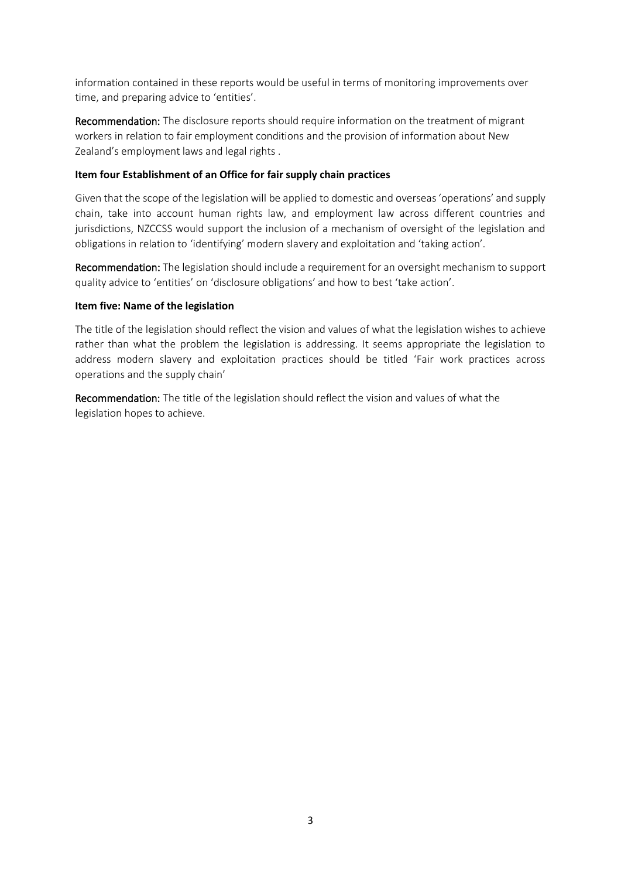information contained in these reports would be useful in terms of monitoring improvements over time, and preparing advice to 'entities'.

**Recommendation:** The disclosure reports should require information on the treatment of migrant workers in relation to fair employment conditions and the provision of information about New Zealand's employment laws and legal rights .

**Item four Establishment of an Office for fair supply chain practices**

Given that the scope of the legislation will be applied to domestic and overseas 'operations' and supply chain, take into account human rights law, and employment law across different countries and jurisdictions, NZCCSS would support the inclusion of a mechanism of oversight of the legislation and obligations in relation to 'identifying' modern slavery and exploitation and 'taking action'.

**Recommendation:** The legislation should include a requirement for an oversight mechanism to support quality advice to 'entities' on 'disclosure obligations' and how to best 'take action'.

**Item five: Name of the legislation**

The title of the legislation should reflect the vision and values of what the legislation wishes to achieve rather than what the problem the legislation is addressing. It seems appropriate the legislation to address modern slavery and exploitation practices should be titled 'Fair work practices across operations and the supply chain'

**Recommendation:** The title of the legislation should reflect the vision and values of what the legislation hopes to achieve.